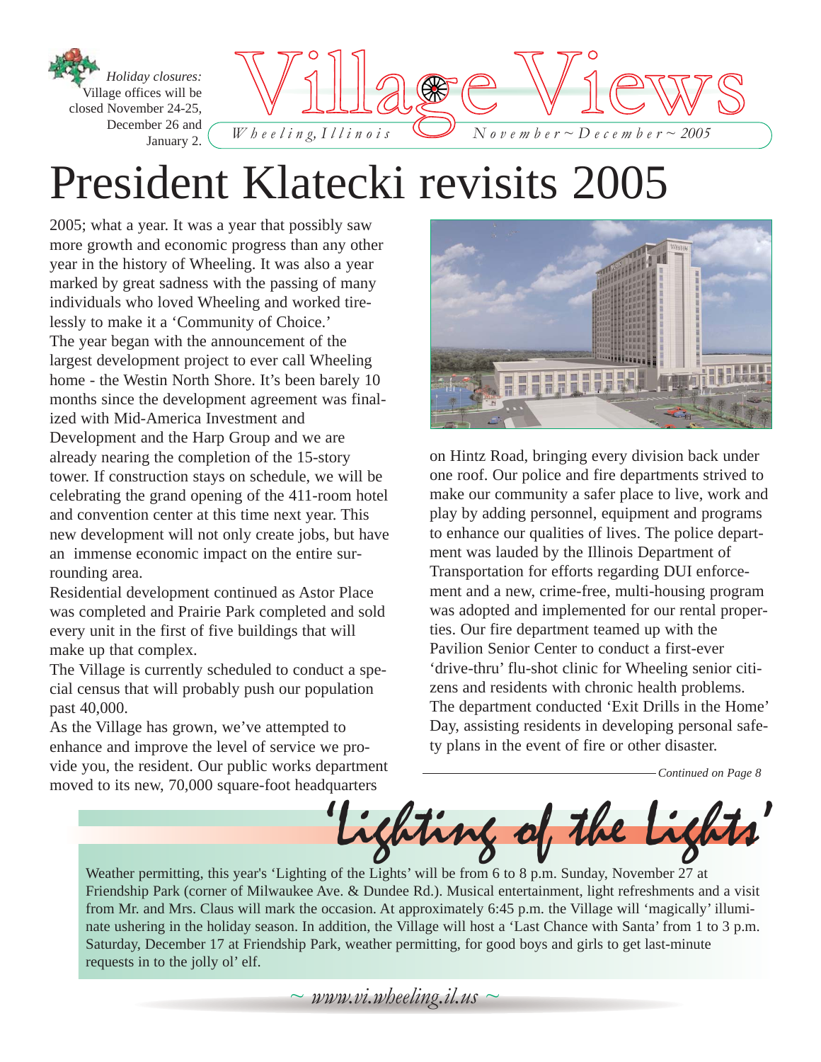*Holiday closures:* Village offices will be closed November 24-25, December 26 and January 2.

# Village Views

*Wheeling, Illinois* — *November ~ December ~ 2005*

# President Klatecki revisits 2005

2005; what a year. It was a year that possibly saw more growth and economic progress than any other year in the history of Wheeling. It was also a year marked by great sadness with the passing of many individuals who loved Wheeling and worked tirelessly to make it a 'Community of Choice.'

The year began with the announcement of the largest development project to ever call Wheeling home - the Westin North Shore. It's been barely 10 months since the development agreement was finalized with Mid-America Investment and Development and the Harp Group and we are already nearing the completion of the 15-story tower. If construction stays on schedule, we will be celebrating the grand opening of the 411-room hotel and convention center at this time next year. This new development will not only create jobs, but have an immense economic impact on the entire surrounding area.

Residential development continued as Astor Place was completed and Prairie Park completed and sold every unit in the first of five buildings that will make up that complex.

The Village is currently scheduled to conduct a special census that will probably push our population past 40,000.

As the Village has grown, we've attempted to enhance and improve the level of service we provide you, the resident. Our public works department moved to its new, 70,000 square-foot headquarters on Hintz Road, bringing every division back under one roof. Our police and fire departments strived to make our community a safer place to live, work and play by adding personnel, equipment and programs to enhance our qualities of lives. The police department was lauded by the Illinois Department of Transportation for efforts regarding DUI enforcement and a new, crime-free, multi-housing program was adopted and implemented for our rental properties. Our fire department teamed up with the Pavilion Senior Center to conduct a first-ever 'drive-thru' flu-shot clinic for Wheeling senior citizens and residents with chronic health problems. The department conducted 'Exit Drills in the Home' Day, assisting residents in developing personal safety plans in the event of fire or other disaster.

*Continued on Page 8*

## 'Lighting of the Lights'

Weather permitting, this year's 'Lighting of the Lights' will be from 6 to 8 p.m. Sunday, November 27 at Friendship Park (corner of Milwaukee Ave. & Dundee Rd.). Musical entertainment, light refreshments and a visit from Mr. and Mrs. Claus will mark the occasion. At approximately 6:45 p.m. the Village will 'magically' illuminate ushering in the holiday season. In addition, the Village will host a 'Last Chance with Santa' from 1 to 3 p.m. Saturday, December 17 at Friendship Park, weather permitting, for good boys and girls to get last-minute requests in to the jolly ol' elf.

*~ www.vi.wheeling.il.us ~*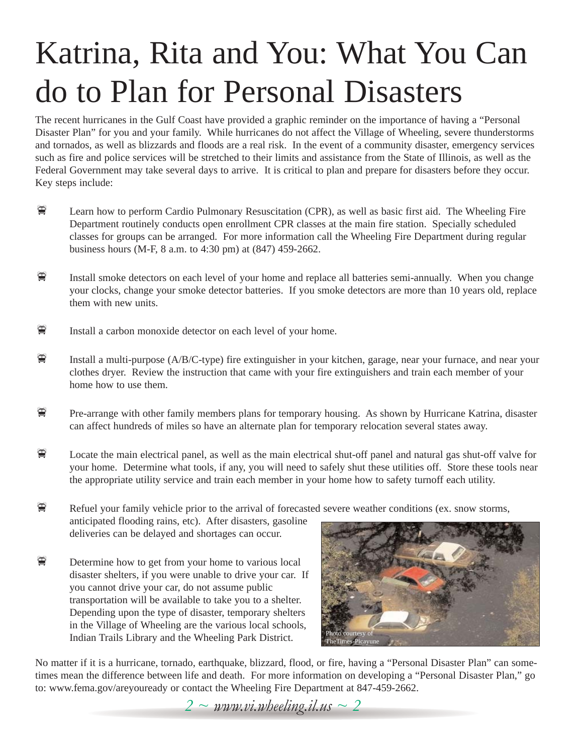# Katrina, Rita and You: What You Can do to Plan for Personal Disasters

The recent hurricanes in the Gulf Coast have provided a graphic reminder on the importance of having a "Personal Disaster Plan" for you and your family. While hurricanes do not affect the Village of Wheeling, severe thunderstorms and tornados, as well as blizzards and floods are a real risk. In the event of a community disaster, emergency services such as fire and police services will be stretched to their limits and assistance from the State of Illinois, as well as the Federal Government may take several days to arrive. It is critical to plan and prepare for disasters before they occur. Key steps include:

- Learn how to perform Cardio Pulmonary Resuscitation (CPR), as well as basic first aid. The Wheeling Fire Department routinely conducts open enrollment CPR classes at the main fire station. Specially scheduled classes for groups can be arranged. For more information call the Wheeling Fire Department during regular business hours (M-F, 8 a.m. to 4:30 pm) at (847) 459-2662.

- Install smoke detectors on each level of your home and replace all batteries semi-annually. When you change your clocks, change your smoke detector batteries. If you smoke detectors are more than 10 years old, replace them with new units.

- Install a carbon monoxide detector on each level of your home.

- Install a multi-purpose (A/B/C-type) fire extinguisher in your kitchen, garage, near your furnace, and near your clothes dryer. Review the instruction that came with your fire extinguishers and train each member of your home how to use them.

- Pre-arrange with other family members plans for temporary housing. As shown by Hurricane Katrina, disaster can affect hundreds of miles so have an alternate plan for temporary relocation several states away.

- Locate the main electrical panel, as well as the main electrical shut-off panel and natural gas shut-off valve for your home. Determine what tools, if any, you will need to safely shut these utilities off. Store these tools near the appropriate utility service and train each member in your home how to safety turnoff each utility.

- Refuel your family vehicle prior to the arrival of forecasted severe weather conditions (ex. snow storms, anticipated flooding rains, etc). After disasters, gasoline deliveries can be delayed and shortages can occur.

- Determine how to get from your home to various local disaster shelters, if you were unable to drive your car. If you cannot drive your car, do not assume public transportation will be available to take you to a shelter. Depending upon the type of disaster, temporary shelters in the Village of Wheeling are the various local schools, Indian Trails Library and the Wheeling Park District.

Photo courtesy of TheTimes-Picayune

No matter if it is a hurricane, tornado, earthquake, blizzard, flood, or fire, having a "Personal Disaster Plan" can sometimes mean the difference between life and death. For more information on developing a "Personal Disaster Plan," go to: www.fema.gov/areyouready or contact the Wheeling Fire Department at 847-459-2662.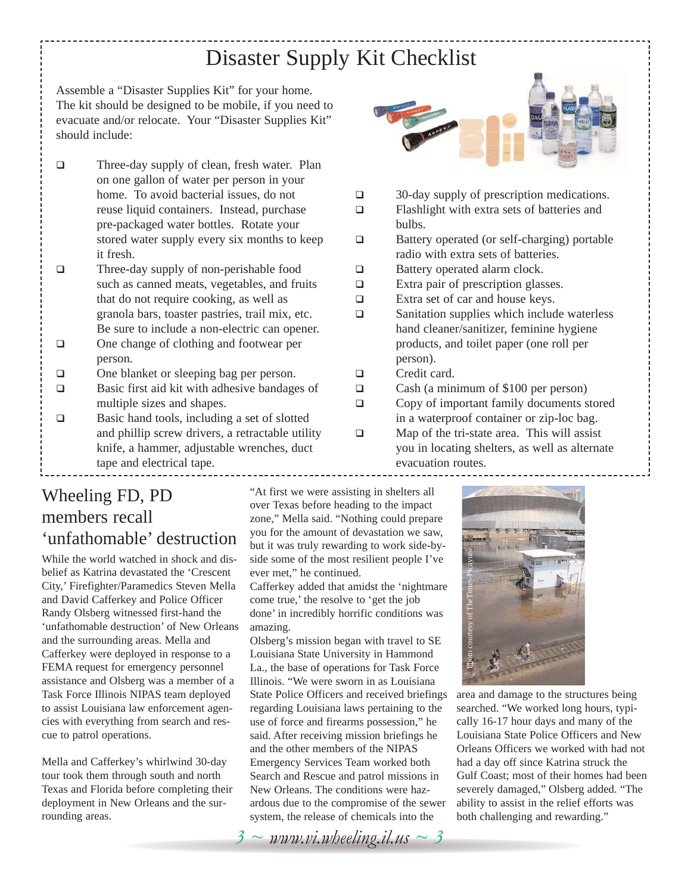# Disaster Supply Kit Checklist

Assemble a "Disaster Supplies Kit" for your home. The kit should be designed to be mobile, if you need to evacuate and/or relocate. Your "Disaster Supplies Kit" should include:

- ❑ Three-day supply of clean, fresh water. Plan on one gallon of water per person in your home. To avoid bacterial issues, do not reuse liquid containers. Instead, purchase pre-packaged water bottles. Rotate your stored water supply every six months to keep it fresh.
- ❑ Three-day supply of non-perishable food such as canned meats, vegetables, and fruits that do not require cooking, as well as granola bars, toaster pastries, trail mix, etc. Be sure to include a non-electric can opener.
- ❑ One change of clothing and footwear per person.
- ❑ One blanket or sleeping bag per person.
- ❑ Basic first aid kit with adhesive bandages of multiple sizes and shapes.
- ❑ Basic hand tools, including a set of slotted and phillip screw drivers, a retractable utility knife, a hammer, adjustable wrenches, duct tape and electrical tape.
- ❑ 30-day supply of prescription medications.
- ❑ Flashlight with extra sets of batteries and bulbs.
- ❑ Battery operated (or self-charging) portable radio with extra sets of batteries.
- ❑ Battery operated alarm clock.
- ❑ Extra pair of prescription glasses.
- ❑ Extra set of car and house keys.
- ❑ Sanitation supplies which include waterless hand cleaner/sanitizer, feminine hygiene products, and toilet paper (one roll per person).
- ❑ Credit card.
- ❑ Cash (a minimum of $100 per person)
- ❑ Copy of important family documents stored in a waterproof container or zip-loc bag.
- ❑ Map of the tri-state area. This will assist you in locating shelters, as well as alternate evacuation routes.

## Wheeling FD, PD members recall 'unfathomable' destruction

While the world watched in shock and disbelief as Katrina devastated the 'Crescent City,' Firefighter/Paramedics Steven Mella and David Cafferkey and Police Officer Randy Olsberg witnessed first-hand the 'unfathomable destruction' of New Orleans and the surrounding areas. Mella and Cafferkey were deployed in response to a FEMA request for emergency personnel assistance and Olsberg was a member of a Task Force Illinois NIPAS team deployed to assist Louisiana law enforcement agencies with everything from search and rescue to patrol operations.

Mella and Cafferkey's whirlwind 30-day tour took them through south and north Texas and Florida before completing their deployment in New Orleans and the surrounding areas.

"At first we were assisting in shelters all over Texas before heading to the impact zone," Mella said. "Nothing could prepare you for the amount of devastation we saw, but it was truly rewarding to work side-by-side some of the most resilient people I've ever met," he continued.

Cafferkey added that amidst the 'nightmare come true,' the resolve to 'get the job done' in incredibly horrific conditions was amazing.

Olsberg's mission began with travel to SE Louisiana State University in Hammond La., the base of operations for Task Force Illinois. "We were sworn in as Louisiana State Police Officers and received briefings regarding Louisiana laws pertaining to the use of force and firearms possession," he said. After receiving mission briefings he and the other members of the NIPAS Emergency Services Team worked both Search and Rescue and patrol missions in New Orleans. The conditions were hazardous due to the compromise of the sewer system, the release of chemicals into the area and damage to the structures being searched. "We worked long hours, typically 16-17 hour days and many of the Louisiana State Police Officers and New Orleans Officers we worked with had not had a day off since Katrina struck the Gulf Coast; most of their homes had been severely damaged," Olsberg added. "The ability to assist in the relief efforts was both challenging and rewarding."

Photo courtesy of TheTimes-Picayune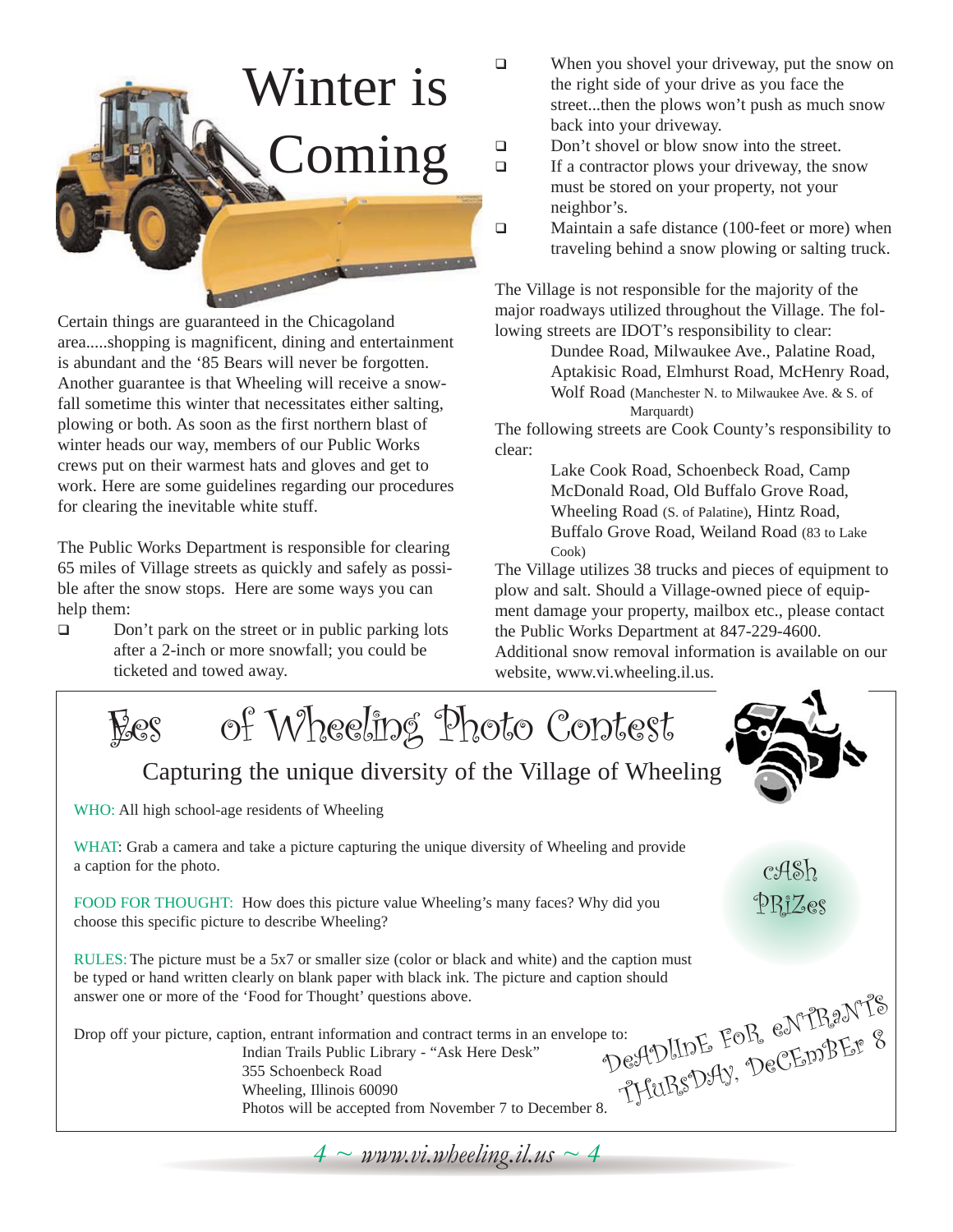# Winter is Coming

Certain things are guaranteed in the Chicagoland area.....shopping is magnificent, dining and entertainment is abundant and the '85 Bears will never be forgotten. Another guarantee is that Wheeling will receive a snowfall sometime this winter that necessitates either salting, plowing or both. As soon as the first northern blast of winter heads our way, members of our Public Works crews put on their warmest hats and gloves and get to work. Here are some guidelines regarding our procedures for clearing the inevitable white stuff.

The Public Works Department is responsible for clearing 65 miles of Village streets as quickly and safely as possible after the snow stops. Here are some ways you can help them:

- Don't park on the street or in public parking lots after a 2-inch or more snowfall; you could be ticketed and towed away.
- When you shovel your driveway, put the snow on the right side of your drive as you face the street...then the plows won't push as much snow back into your driveway.
- Don't shovel or blow snow into the street.
- If a contractor plows your driveway, the snow must be stored on your property, not your neighbor's.
- Maintain a safe distance (100-feet or more) when traveling behind a snow plowing or salting truck.

The Village is not responsible for the majority of the major roadways utilized throughout the Village. The following streets are IDOT's responsibility to clear:

> Dundee Road, Milwaukee Ave., Palatine Road, Aptakisic Road, Elmhurst Road, McHenry Road, Wolf Road (Manchester N. to Milwaukee Ave. & S. of Marquardt)

The following streets are Cook County's responsibility to clear:

> Lake Cook Road, Schoenbeck Road, Camp McDonald Road, Old Buffalo Grove Road, Wheeling Road (S. of Palatine), Hintz Road, Buffalo Grove Road, Weiland Road (83 to Lake Cook)

The Village utilizes 38 trucks and pieces of equipment to plow and salt. Should a Village-owned piece of equipment damage your property, mailbox etc., please contact the Public Works Department at 847-229-4600. Additional snow removal information is available on our website, www.vi.wheeling.il.us.

---

## Eyes of Wheeling Photo Contest

### Capturing the unique diversity of the Village of Wheeling

**CASH PRIZES**

WHO: All high school-age residents of Wheeling

WHAT: Grab a camera and take a picture capturing the unique diversity of Wheeling and provide a caption for the photo.

FOOD FOR THOUGHT: How does this picture value Wheeling's many faces? Why did you choose this specific picture to describe Wheeling?

RULES: The picture must be a 5x7 or smaller size (color or black and white) and the caption must be typed or hand written clearly on blank paper with black ink. The picture and caption should answer one or more of the 'Food for Thought' questions above.

Drop off your picture, caption, entrant information and contract terms in an envelope to:

Indian Trails Public Library - "Ask Here Desk"
355 Schoenbeck Road
Wheeling, Illinois 60090
Photos will be accepted from November 7 to December 8.

**DEADLINE FOR ENTRANTS THURSDAY, DECEMBER 8**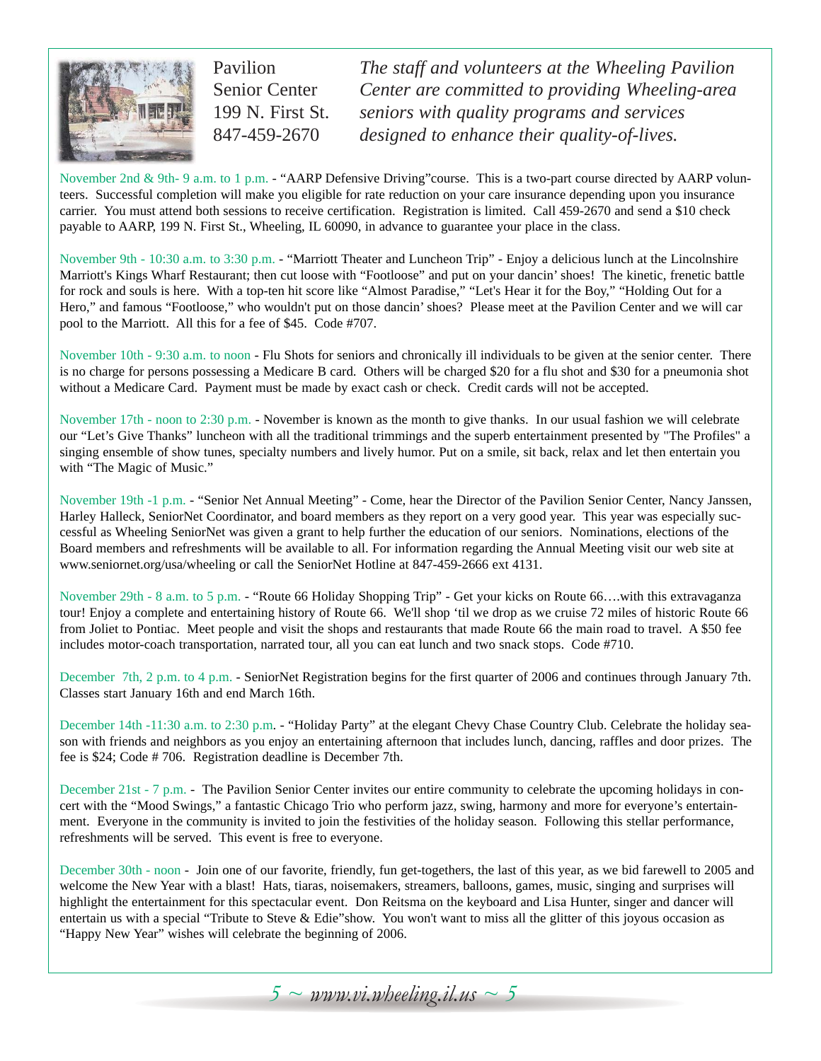Pavilion
Senior Center
199 N. First St.
847-459-2670

*The staff and volunteers at the Wheeling Pavilion Center are committed to providing Wheeling-area seniors with quality programs and services designed to enhance their quality-of-lives.*

November 2nd & 9th- 9 a.m. to 1 p.m. - "AARP Defensive Driving"course. This is a two-part course directed by AARP volunteers. Successful completion will make you eligible for rate reduction on your care insurance depending upon you insurance carrier. You must attend both sessions to receive certification. Registration is limited. Call 459-2670 and send a $10 check payable to AARP, 199 N. First St., Wheeling, IL 60090, in advance to guarantee your place in the class.

November 9th - 10:30 a.m. to 3:30 p.m. - "Marriott Theater and Luncheon Trip" - Enjoy a delicious lunch at the Lincolnshire Marriott's Kings Wharf Restaurant; then cut loose with "Footloose" and put on your dancin' shoes! The kinetic, frenetic battle for rock and souls is here. With a top-ten hit score like "Almost Paradise," "Let's Hear it for the Boy," "Holding Out for a Hero," and famous "Footloose," who wouldn't put on those dancin' shoes? Please meet at the Pavilion Center and we will car pool to the Marriott. All this for a fee of $45. Code #707.

November 10th - 9:30 a.m. to noon - Flu Shots for seniors and chronically ill individuals to be given at the senior center. There is no charge for persons possessing a Medicare B card. Others will be charged $20 for a flu shot and $30 for a pneumonia shot without a Medicare Card. Payment must be made by exact cash or check. Credit cards will not be accepted.

November 17th - noon to 2:30 p.m. - November is known as the month to give thanks. In our usual fashion we will celebrate our "Let's Give Thanks" luncheon with all the traditional trimmings and the superb entertainment presented by "The Profiles" a singing ensemble of show tunes, specialty numbers and lively humor. Put on a smile, sit back, relax and let then entertain you with "The Magic of Music."

November 19th -1 p.m. - "Senior Net Annual Meeting" - Come, hear the Director of the Pavilion Senior Center, Nancy Janssen, Harley Halleck, SeniorNet Coordinator, and board members as they report on a very good year. This year was especially successful as Wheeling SeniorNet was given a grant to help further the education of our seniors. Nominations, elections of the Board members and refreshments will be available to all. For information regarding the Annual Meeting visit our web site at www.seniornet.org/usa/wheeling or call the SeniorNet Hotline at 847-459-2666 ext 4131.

November 29th - 8 a.m. to 5 p.m. - "Route 66 Holiday Shopping Trip" - Get your kicks on Route 66….with this extravaganza tour! Enjoy a complete and entertaining history of Route 66. We'll shop 'til we drop as we cruise 72 miles of historic Route 66 from Joliet to Pontiac. Meet people and visit the shops and restaurants that made Route 66 the main road to travel. A $50 fee includes motor-coach transportation, narrated tour, all you can eat lunch and two snack stops. Code #710.

December 7th, 2 p.m. to 4 p.m. - SeniorNet Registration begins for the first quarter of 2006 and continues through January 7th. Classes start January 16th and end March 16th.

December 14th -11:30 a.m. to 2:30 p.m. - "Holiday Party" at the elegant Chevy Chase Country Club. Celebrate the holiday season with friends and neighbors as you enjoy an entertaining afternoon that includes lunch, dancing, raffles and door prizes. The fee is $24; Code # 706. Registration deadline is December 7th.

December 21st - 7 p.m. - The Pavilion Senior Center invites our entire community to celebrate the upcoming holidays in concert with the "Mood Swings," a fantastic Chicago Trio who perform jazz, swing, harmony and more for everyone's entertainment. Everyone in the community is invited to join the festivities of the holiday season. Following this stellar performance, refreshments will be served. This event is free to everyone.

December 30th - noon - Join one of our favorite, friendly, fun get-togethers, the last of this year, as we bid farewell to 2005 and welcome the New Year with a blast! Hats, tiaras, noisemakers, streamers, balloons, games, music, singing and surprises will highlight the entertainment for this spectacular event. Don Reitsma on the keyboard and Lisa Hunter, singer and dancer will entertain us with a special "Tribute to Steve & Edie"show. You won't want to miss all the glitter of this joyous occasion as "Happy New Year" wishes will celebrate the beginning of 2006.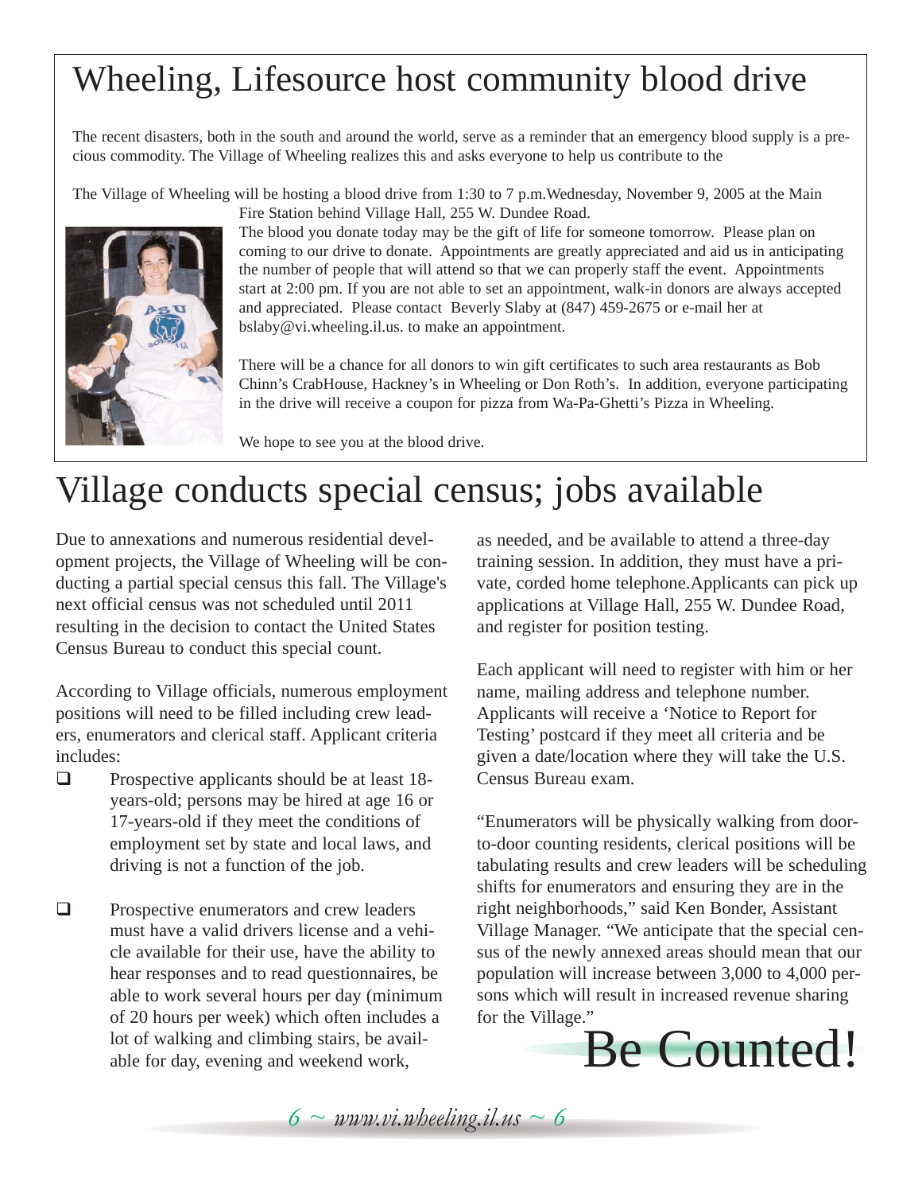# Wheeling, Lifesource host community blood drive

The recent disasters, both in the south and around the world, serve as a reminder that an emergency blood supply is a precious commodity. The Village of Wheeling realizes this and asks everyone to help us contribute to the

The Village of Wheeling will be hosting a blood drive from 1:30 to 7 p.m.Wednesday, November 9, 2005 at the Main Fire Station behind Village Hall, 255 W. Dundee Road.

The blood you donate today may be the gift of life for someone tomorrow. Please plan on coming to our drive to donate. Appointments are greatly appreciated and aid us in anticipating the number of people that will attend so that we can properly staff the event. Appointments start at 2:00 pm. If you are not able to set an appointment, walk-in donors are always accepted and appreciated. Please contact Beverly Slaby at (847) 459-2675 or e-mail her at bslaby@vi.wheeling.il.us. to make an appointment.

There will be a chance for all donors to win gift certificates to such area restaurants as Bob Chinn's CrabHouse, Hackney's in Wheeling or Don Roth's. In addition, everyone participating in the drive will receive a coupon for pizza from Wa-Pa-Ghetti's Pizza in Wheeling.

We hope to see you at the blood drive.

# Village conducts special census; jobs available

Due to annexations and numerous residential development projects, the Village of Wheeling will be conducting a partial special census this fall. The Village's next official census was not scheduled until 2011 resulting in the decision to contact the United States Census Bureau to conduct this special count.

According to Village officials, numerous employment positions will need to be filled including crew leaders, enumerators and clerical staff. Applicant criteria includes:

- Prospective applicants should be at least 18-years-old; persons may be hired at age 16 or 17-years-old if they meet the conditions of employment set by state and local laws, and driving is not a function of the job.
- Prospective enumerators and crew leaders must have a valid drivers license and a vehicle available for their use, have the ability to hear responses and to read questionnaires, be able to work several hours per day (minimum of 20 hours per week) which often includes a lot of walking and climbing stairs, be available for day, evening and weekend work, as needed, and be available to attend a three-day training session. In addition, they must have a private, corded home telephone.Applicants can pick up applications at Village Hall, 255 W. Dundee Road, and register for position testing.

Each applicant will need to register with him or her name, mailing address and telephone number. Applicants will receive a 'Notice to Report for Testing' postcard if they meet all criteria and be given a date/location where they will take the U.S. Census Bureau exam.

"Enumerators will be physically walking from door-to-door counting residents, clerical positions will be tabulating results and crew leaders will be scheduling shifts for enumerators and ensuring they are in the right neighborhoods," said Ken Bonder, Assistant Village Manager. "We anticipate that the special census of the newly annexed areas should mean that our population will increase between 3,000 to 4,000 persons which will result in increased revenue sharing for the Village."

## Be Counted!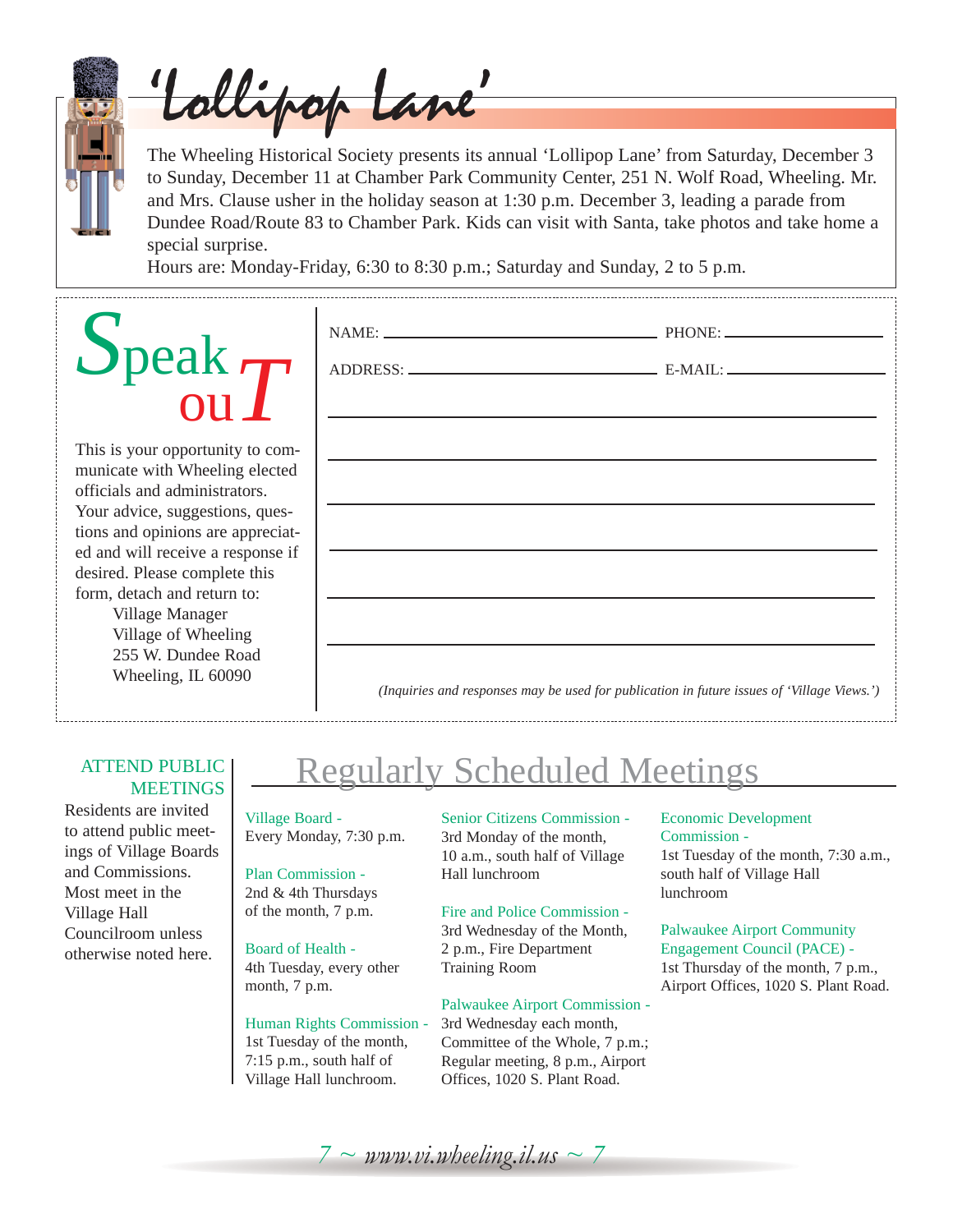# 'Lollipop Lane'

The Wheeling Historical Society presents its annual 'Lollipop Lane' from Saturday, December 3 to Sunday, December 11 at Chamber Park Community Center, 251 N. Wolf Road, Wheeling. Mr. and Mrs. Clause usher in the holiday season at 1:30 p.m. December 3, leading a parade from Dundee Road/Route 83 to Chamber Park. Kids can visit with Santa, take photos and take home a special surprise.

Hours are: Monday-Friday, 6:30 to 8:30 p.m.; Saturday and Sunday, 2 to 5 p.m.

# Speak ouT

This is your opportunity to communicate with Wheeling elected officials and administrators. Your advice, suggestions, questions and opinions are appreciated and will receive a response if desired. Please complete this form, detach and return to:

Village Manager
Village of Wheeling
255 W. Dundee Road
Wheeling, IL 60090

NAME: ______________________ PHONE: ______________

ADDRESS: ____________________ E-MAIL: ______________

_______________________________________________

_______________________________________________

_______________________________________________

_______________________________________________

_______________________________________________

_______________________________________________

*(Inquiries and responses may be used for publication in future issues of 'Village Views.')*

## ATTEND PUBLIC MEETINGS

Residents are invited to attend public meetings of Village Boards and Commissions. Most meet in the Village Hall Councilroom unless otherwise noted here.

# Regularly Scheduled Meetings

**Village Board -**
Every Monday, 7:30 p.m.

**Plan Commission -**
2nd & 4th Thursdays of the month, 7 p.m.

**Board of Health -**
4th Tuesday, every other month, 7 p.m.

**Human Rights Commission -**
1st Tuesday of the month, 7:15 p.m., south half of Village Hall lunchroom.

**Senior Citizens Commission -**
3rd Monday of the month, 10 a.m., south half of Village Hall lunchroom

**Fire and Police Commission -**
3rd Wednesday of the Month, 2 p.m., Fire Department Training Room

**Palwaukee Airport Commission -**
3rd Wednesday each month, Committee of the Whole, 7 p.m.; Regular meeting, 8 p.m., Airport Offices, 1020 S. Plant Road.

**Economic Development Commission -**
1st Tuesday of the month, 7:30 a.m., south half of Village Hall lunchroom

**Palwaukee Airport Community Engagement Council (PACE) -**
1st Thursday of the month, 7 p.m., Airport Offices, 1020 S. Plant Road.

*www.vi.wheeling.il.us*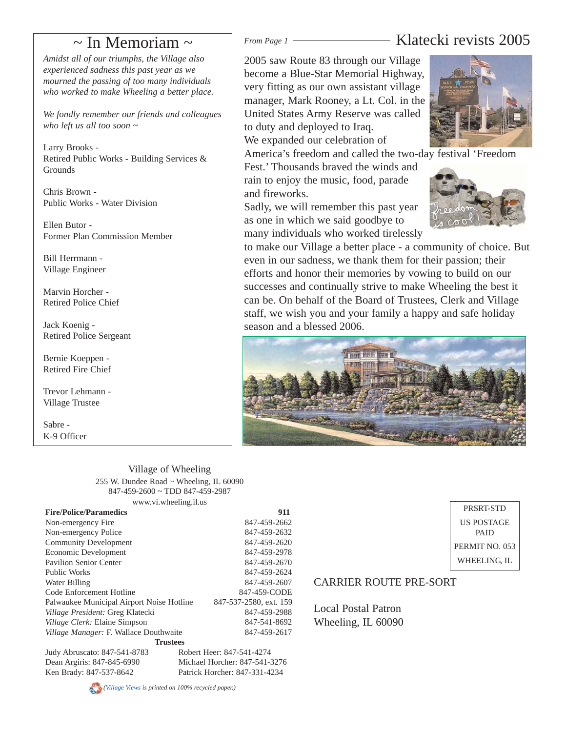## ~ In Memoriam ~

*Amidst all of our triumphs, the Village also experienced sadness this past year as we mourned the passing of too many individuals who worked to make Wheeling a better place.*

*We fondly remember our friends and colleagues who left us all too soon ~*

Larry Brooks -
Retired Public Works - Building Services & Grounds

Chris Brown -
Public Works - Water Division

Ellen Butor -
Former Plan Commission Member

Bill Herrmann -
Village Engineer

Marvin Horcher -
Retired Police Chief

Jack Koenig -
Retired Police Sergeant

Bernie Koeppen -
Retired Fire Chief

Trevor Lehmann -
Village Trustee

Sabre -
K-9 Officer

*From Page 1*

## Klatecki revists 2005

2005 saw Route 83 through our Village become a Blue-Star Memorial Highway, very fitting as our own assistant village manager, Mark Rooney, a Lt. Col. in the United States Army Reserve was called to duty and deployed to Iraq.

We expanded our celebration of America's freedom and called the two-day festival 'Freedom Fest.' Thousands braved the winds and rain to enjoy the music, food, parade and fireworks.

Sadly, we will remember this past year as one in which we said goodbye to many individuals who worked tirelessly to make our Village a better place - a community of choice. But even in our sadness, we thank them for their passion; their efforts and honor their memories by vowing to build on our successes and continually strive to make Wheeling the best it can be. On behalf of the Board of Trustees, Clerk and Village staff, we wish you and your family a happy and safe holiday season and a blessed 2006.

Village of Wheeling
255 W. Dundee Road ~ Wheeling, IL 60090
847-459-2600 ~ TDD 847-459-2987
www.vi.wheeling.il.us

| | |
|---|---|
| **Fire/Police/Paramedics** | **911** |
| Non-emergency Fire | 847-459-2662 |
| Non-emergency Police | 847-459-2632 |
| Community Development | 847-459-2620 |
| Economic Development | 847-459-2978 |
| Pavilion Senior Center | 847-459-2670 |
| Public Works | 847-459-2624 |
| Water Billing | 847-459-2607 |
| Code Enforcement Hotline | 847-459-CODE |
| Palwaukee Municipal Airport Noise Hotline | 847-537-2580, ext. 159 |
| *Village President:* Greg Klatecki | 847-459-2988 |
| *Village Clerk:* Elaine Simpson | 847-541-8692 |
| *Village Manager:* F. Wallace Douthwaite | 847-459-2617 |

**Trustees**

| | |
|---|---|
| Judy Abruscato: 847-541-8783 | Robert Heer: 847-541-4274 |
| Dean Argiris: 847-845-6990 | Michael Horcher: 847-541-3276 |
| Ken Brady: 847-537-8642 | Patrick Horcher: 847-331-4234 |

*(Village Views is printed on 100% recycled paper.)*

PRSRT-STD
US POSTAGE
PAID
PERMIT NO. 053
WHEELING, IL

CARRIER ROUTE PRE-SORT

Local Postal Patron
Wheeling, IL 60090